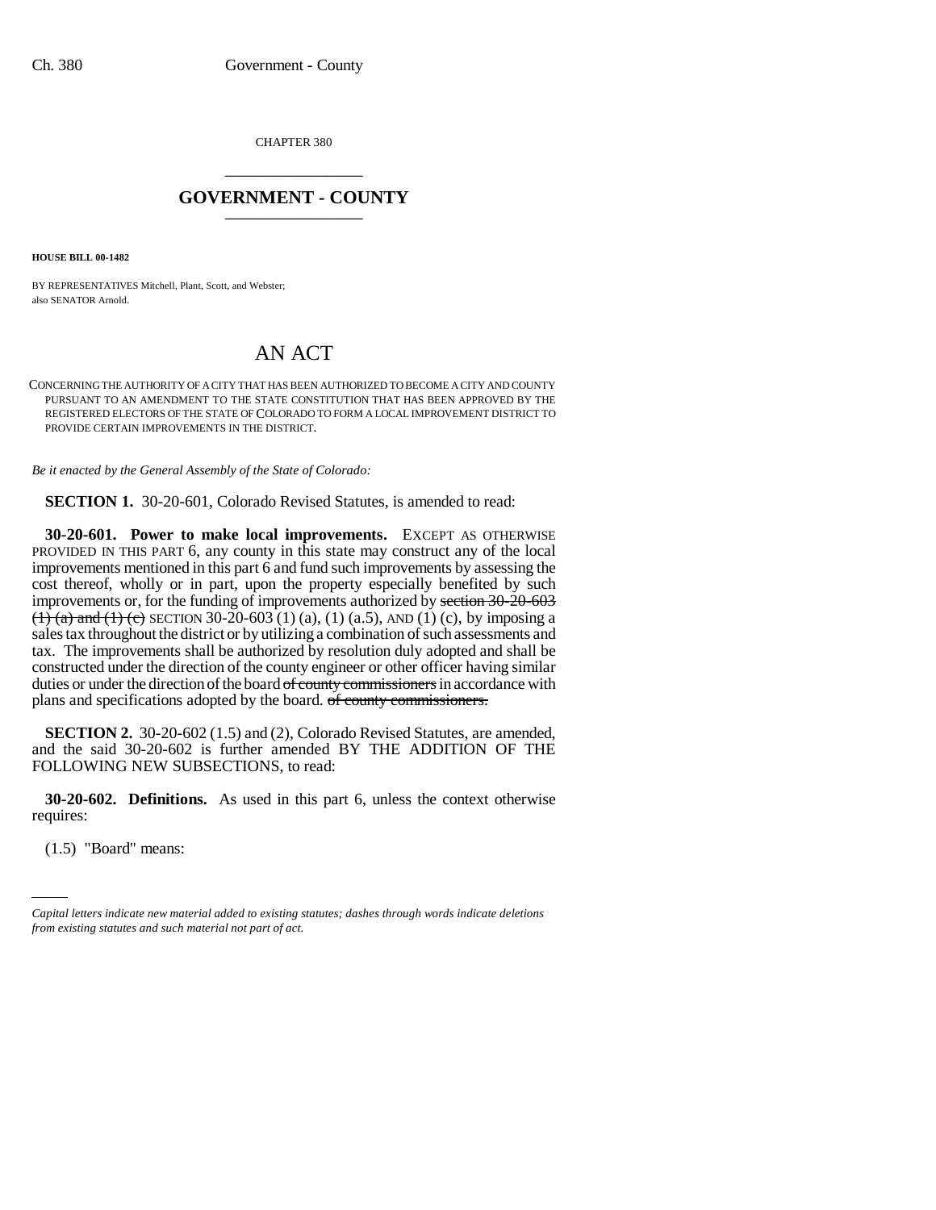CHAPTER 380

## GOVERNMENT - COUNTY

**HOUSE BILL 00-1482**

BY REPRESENTATIVES Mitchell, Plant, Scott, and Webster;
also SENATOR Arnold.

# AN ACT

CONCERNING THE AUTHORITY OF A CITY THAT HAS BEEN AUTHORIZED TO BECOME A CITY AND COUNTY PURSUANT TO AN AMENDMENT TO THE STATE CONSTITUTION THAT HAS BEEN APPROVED BY THE REGISTERED ELECTORS OF THE STATE OF COLORADO TO FORM A LOCAL IMPROVEMENT DISTRICT TO PROVIDE CERTAIN IMPROVEMENTS IN THE DISTRICT.

*Be it enacted by the General Assembly of the State of Colorado:*

**SECTION 1.** 30-20-601, Colorado Revised Statutes, is amended to read:

**30-20-601. Power to make local improvements.** EXCEPT AS OTHERWISE PROVIDED IN THIS PART 6, any county in this state may construct any of the local improvements mentioned in this part 6 and fund such improvements by assessing the cost thereof, wholly or in part, upon the property especially benefited by such improvements or, for the funding of improvements authorized by ~~section 30-20-603 (1) (a) and (1) (c)~~ SECTION 30-20-603 (1) (a), (1) (a.5), AND (1) (c), by imposing a sales tax throughout the district or by utilizing a combination of such assessments and tax. The improvements shall be authorized by resolution duly adopted and shall be constructed under the direction of the county engineer or other officer having similar duties or under the direction of the board ~~of county commissioners~~ in accordance with plans and specifications adopted by the board. ~~of county commissioners.~~

**SECTION 2.** 30-20-602 (1.5) and (2), Colorado Revised Statutes, are amended, and the said 30-20-602 is further amended BY THE ADDITION OF THE FOLLOWING NEW SUBSECTIONS, to read:

**30-20-602. Definitions.** As used in this part 6, unless the context otherwise requires:

(1.5) "Board" means:

*Capital letters indicate new material added to existing statutes; dashes through words indicate deletions from existing statutes and such material not part of act.*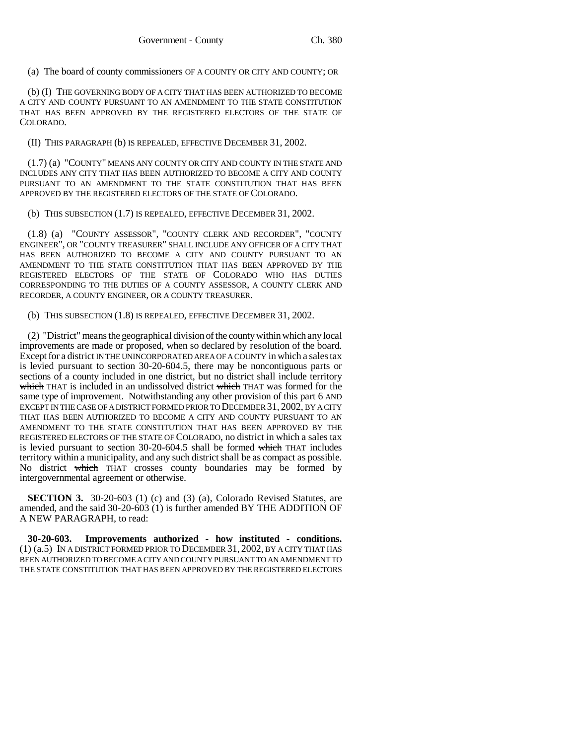(a) The board of county commissioners OF A COUNTY OR CITY AND COUNTY; OR

(b) (I) THE GOVERNING BODY OF A CITY THAT HAS BEEN AUTHORIZED TO BECOME A CITY AND COUNTY PURSUANT TO AN AMENDMENT TO THE STATE CONSTITUTION THAT HAS BEEN APPROVED BY THE REGISTERED ELECTORS OF THE STATE OF COLORADO.

(II) THIS PARAGRAPH (b) IS REPEALED, EFFECTIVE DECEMBER 31, 2002.

(1.7) (a) "COUNTY" MEANS ANY COUNTY OR CITY AND COUNTY IN THE STATE AND INCLUDES ANY CITY THAT HAS BEEN AUTHORIZED TO BECOME A CITY AND COUNTY PURSUANT TO AN AMENDMENT TO THE STATE CONSTITUTION THAT HAS BEEN APPROVED BY THE REGISTERED ELECTORS OF THE STATE OF COLORADO.

(b) THIS SUBSECTION (1.7) IS REPEALED, EFFECTIVE DECEMBER 31, 2002.

(1.8) (a) "COUNTY ASSESSOR", "COUNTY CLERK AND RECORDER", "COUNTY ENGINEER", OR "COUNTY TREASURER" SHALL INCLUDE ANY OFFICER OF A CITY THAT HAS BEEN AUTHORIZED TO BECOME A CITY AND COUNTY PURSUANT TO AN AMENDMENT TO THE STATE CONSTITUTION THAT HAS BEEN APPROVED BY THE REGISTERED ELECTORS OF THE STATE OF COLORADO WHO HAS DUTIES CORRESPONDING TO THE DUTIES OF A COUNTY ASSESSOR, A COUNTY CLERK AND RECORDER, A COUNTY ENGINEER, OR A COUNTY TREASURER.

(b) THIS SUBSECTION (1.8) IS REPEALED, EFFECTIVE DECEMBER 31, 2002.

(2) "District" means the geographical division of the county within which any local improvements are made or proposed, when so declared by resolution of the board. Except for a district IN THE UNINCORPORATED AREA OF A COUNTY in which a sales tax is levied pursuant to section 30-20-604.5, there may be noncontiguous parts or sections of a county included in one district, but no district shall include territory ~~which~~ THAT is included in an undissolved district ~~which~~ THAT was formed for the same type of improvement. Notwithstanding any other provision of this part 6 AND EXCEPT IN THE CASE OF A DISTRICT FORMED PRIOR TO DECEMBER 31, 2002, BY A CITY THAT HAS BEEN AUTHORIZED TO BECOME A CITY AND COUNTY PURSUANT TO AN AMENDMENT TO THE STATE CONSTITUTION THAT HAS BEEN APPROVED BY THE REGISTERED ELECTORS OF THE STATE OF COLORADO, no district in which a sales tax is levied pursuant to section 30-20-604.5 shall be formed ~~which~~ THAT includes territory within a municipality, and any such district shall be as compact as possible. No district ~~which~~ THAT crosses county boundaries may be formed by intergovernmental agreement or otherwise.

**SECTION 3.** 30-20-603 (1) (c) and (3) (a), Colorado Revised Statutes, are amended, and the said 30-20-603 (1) is further amended BY THE ADDITION OF A NEW PARAGRAPH, to read:

**30-20-603. Improvements authorized - how instituted - conditions.** (1) (a.5) IN A DISTRICT FORMED PRIOR TO DECEMBER 31, 2002, BY A CITY THAT HAS BEEN AUTHORIZED TO BECOME A CITY AND COUNTY PURSUANT TO AN AMENDMENT TO THE STATE CONSTITUTION THAT HAS BEEN APPROVED BY THE REGISTERED ELECTORS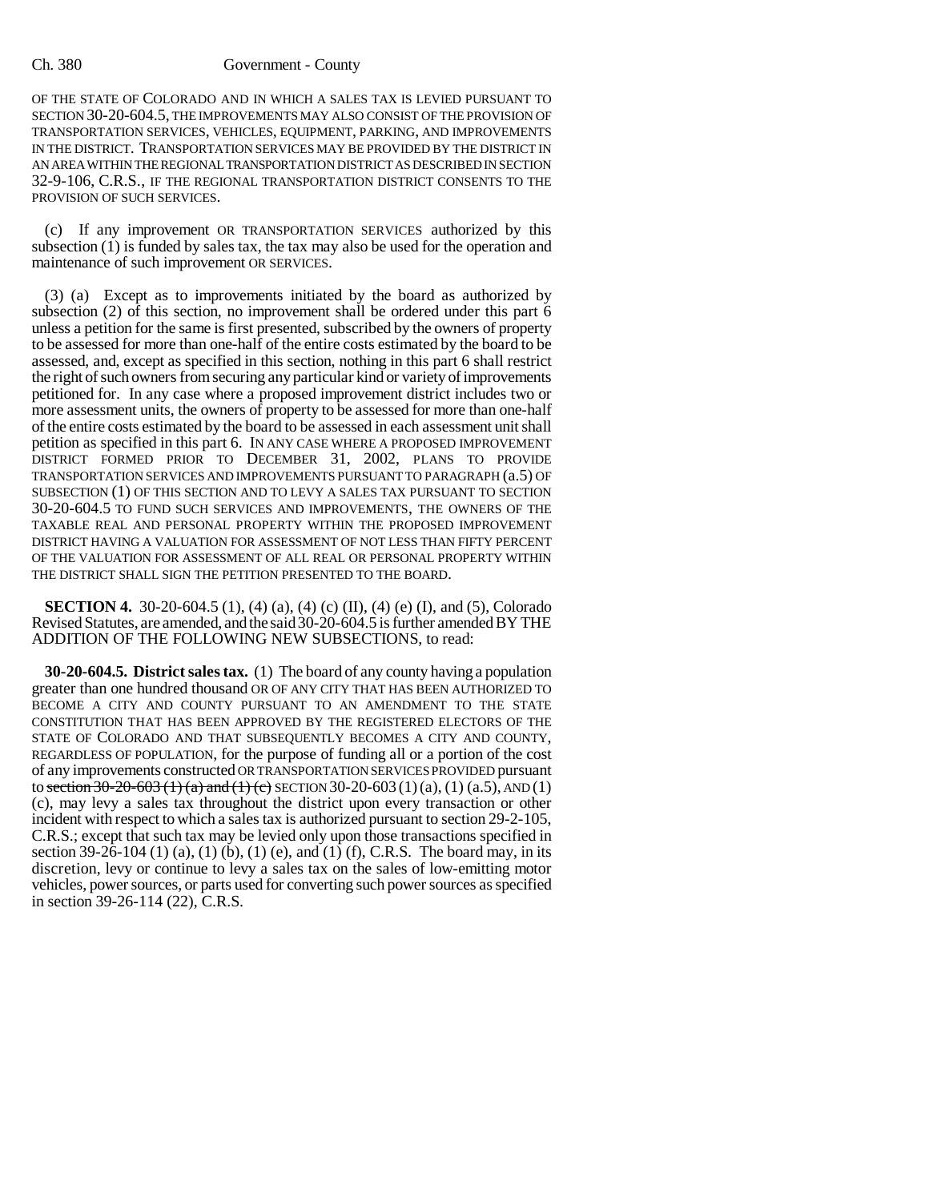OF THE STATE OF COLORADO AND IN WHICH A SALES TAX IS LEVIED PURSUANT TO SECTION 30-20-604.5, THE IMPROVEMENTS MAY ALSO CONSIST OF THE PROVISION OF TRANSPORTATION SERVICES, VEHICLES, EQUIPMENT, PARKING, AND IMPROVEMENTS IN THE DISTRICT. TRANSPORTATION SERVICES MAY BE PROVIDED BY THE DISTRICT IN AN AREA WITHIN THE REGIONAL TRANSPORTATION DISTRICT AS DESCRIBED IN SECTION 32-9-106, C.R.S., IF THE REGIONAL TRANSPORTATION DISTRICT CONSENTS TO THE PROVISION OF SUCH SERVICES.

(c) If any improvement OR TRANSPORTATION SERVICES authorized by this subsection (1) is funded by sales tax, the tax may also be used for the operation and maintenance of such improvement OR SERVICES.

(3) (a) Except as to improvements initiated by the board as authorized by subsection (2) of this section, no improvement shall be ordered under this part 6 unless a petition for the same is first presented, subscribed by the owners of property to be assessed for more than one-half of the entire costs estimated by the board to be assessed, and, except as specified in this section, nothing in this part 6 shall restrict the right of such owners from securing any particular kind or variety of improvements petitioned for. In any case where a proposed improvement district includes two or more assessment units, the owners of property to be assessed for more than one-half of the entire costs estimated by the board to be assessed in each assessment unit shall petition as specified in this part 6. IN ANY CASE WHERE A PROPOSED IMPROVEMENT DISTRICT FORMED PRIOR TO DECEMBER 31, 2002, PLANS TO PROVIDE TRANSPORTATION SERVICES AND IMPROVEMENTS PURSUANT TO PARAGRAPH (a.5) OF SUBSECTION (1) OF THIS SECTION AND TO LEVY A SALES TAX PURSUANT TO SECTION 30-20-604.5 TO FUND SUCH SERVICES AND IMPROVEMENTS, THE OWNERS OF THE TAXABLE REAL AND PERSONAL PROPERTY WITHIN THE PROPOSED IMPROVEMENT DISTRICT HAVING A VALUATION FOR ASSESSMENT OF NOT LESS THAN FIFTY PERCENT OF THE VALUATION FOR ASSESSMENT OF ALL REAL OR PERSONAL PROPERTY WITHIN THE DISTRICT SHALL SIGN THE PETITION PRESENTED TO THE BOARD.

**SECTION 4.** 30-20-604.5 (1), (4) (a), (4) (c) (II), (4) (e) (I), and (5), Colorado Revised Statutes, are amended, and the said 30-20-604.5 is further amended BY THE ADDITION OF THE FOLLOWING NEW SUBSECTIONS, to read:

**30-20-604.5. District sales tax.** (1) The board of any county having a population greater than one hundred thousand OR OF ANY CITY THAT HAS BEEN AUTHORIZED TO BECOME A CITY AND COUNTY PURSUANT TO AN AMENDMENT TO THE STATE CONSTITUTION THAT HAS BEEN APPROVED BY THE REGISTERED ELECTORS OF THE STATE OF COLORADO AND THAT SUBSEQUENTLY BECOMES A CITY AND COUNTY, REGARDLESS OF POPULATION, for the purpose of funding all or a portion of the cost of any improvements constructed OR TRANSPORTATION SERVICES PROVIDED pursuant to ~~section 30-20-603 (1) (a) and (1) (c)~~ SECTION 30-20-603 (1) (a), (1) (a.5), AND (1) (c), may levy a sales tax throughout the district upon every transaction or other incident with respect to which a sales tax is authorized pursuant to section 29-2-105, C.R.S.; except that such tax may be levied only upon those transactions specified in section 39-26-104 (1) (a), (1) (b), (1) (e), and (1) (f), C.R.S. The board may, in its discretion, levy or continue to levy a sales tax on the sales of low-emitting motor vehicles, power sources, or parts used for converting such power sources as specified in section 39-26-114 (22), C.R.S.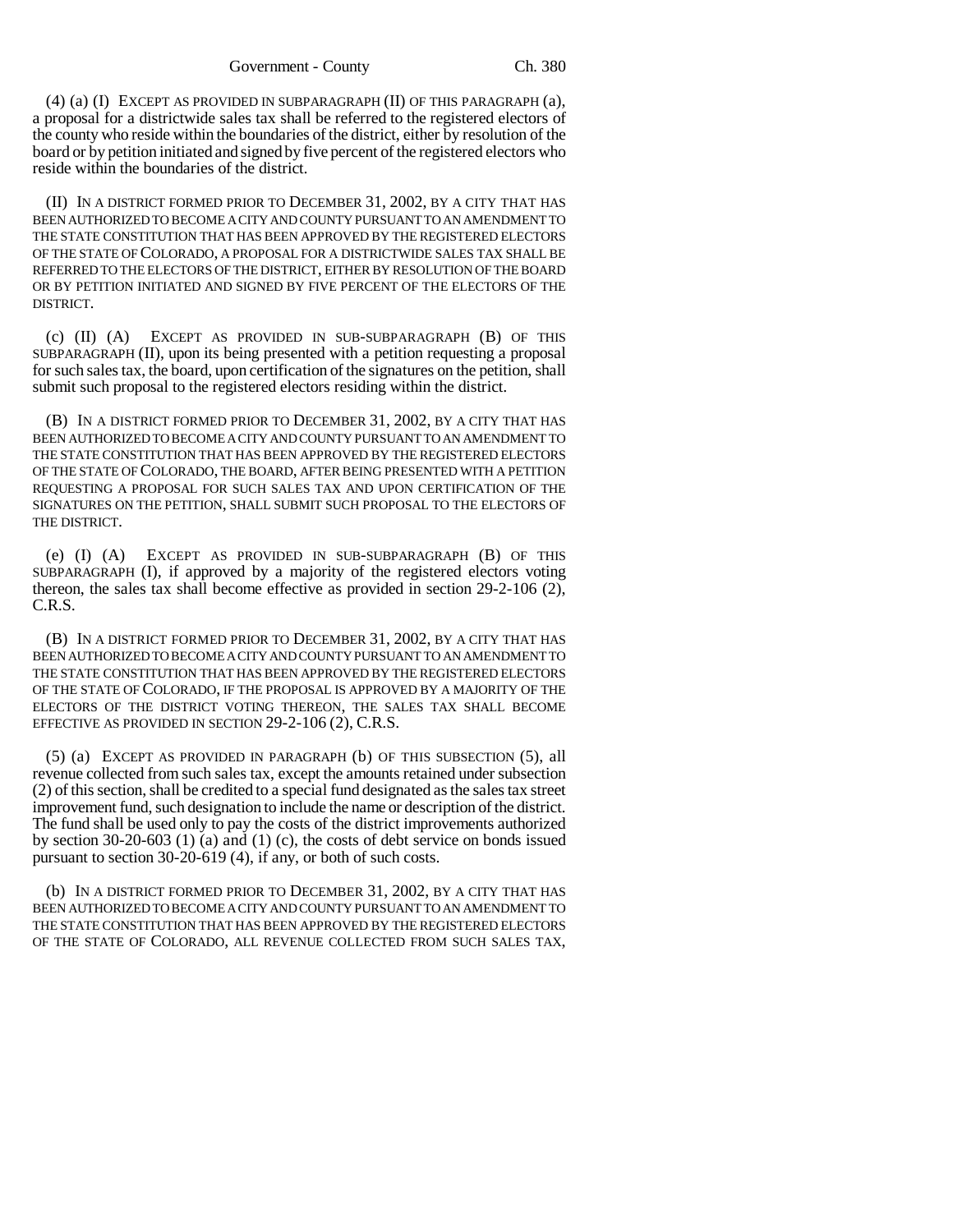(4) (a) (I) EXCEPT AS PROVIDED IN SUBPARAGRAPH (II) OF THIS PARAGRAPH (a), a proposal for a districtwide sales tax shall be referred to the registered electors of the county who reside within the boundaries of the district, either by resolution of the board or by petition initiated and signed by five percent of the registered electors who reside within the boundaries of the district.

(II) IN A DISTRICT FORMED PRIOR TO DECEMBER 31, 2002, BY A CITY THAT HAS BEEN AUTHORIZED TO BECOME A CITY AND COUNTY PURSUANT TO AN AMENDMENT TO THE STATE CONSTITUTION THAT HAS BEEN APPROVED BY THE REGISTERED ELECTORS OF THE STATE OF COLORADO, A PROPOSAL FOR A DISTRICTWIDE SALES TAX SHALL BE REFERRED TO THE ELECTORS OF THE DISTRICT, EITHER BY RESOLUTION OF THE BOARD OR BY PETITION INITIATED AND SIGNED BY FIVE PERCENT OF THE ELECTORS OF THE DISTRICT.

(c) (II) (A) EXCEPT AS PROVIDED IN SUB-SUBPARAGRAPH (B) OF THIS SUBPARAGRAPH (II), upon its being presented with a petition requesting a proposal for such sales tax, the board, upon certification of the signatures on the petition, shall submit such proposal to the registered electors residing within the district.

(B) IN A DISTRICT FORMED PRIOR TO DECEMBER 31, 2002, BY A CITY THAT HAS BEEN AUTHORIZED TO BECOME A CITY AND COUNTY PURSUANT TO AN AMENDMENT TO THE STATE CONSTITUTION THAT HAS BEEN APPROVED BY THE REGISTERED ELECTORS OF THE STATE OF COLORADO, THE BOARD, AFTER BEING PRESENTED WITH A PETITION REQUESTING A PROPOSAL FOR SUCH SALES TAX AND UPON CERTIFICATION OF THE SIGNATURES ON THE PETITION, SHALL SUBMIT SUCH PROPOSAL TO THE ELECTORS OF THE DISTRICT.

(e) (I) (A) EXCEPT AS PROVIDED IN SUB-SUBPARAGRAPH (B) OF THIS SUBPARAGRAPH (I), if approved by a majority of the registered electors voting thereon, the sales tax shall become effective as provided in section 29-2-106 (2), C.R.S.

(B) IN A DISTRICT FORMED PRIOR TO DECEMBER 31, 2002, BY A CITY THAT HAS BEEN AUTHORIZED TO BECOME A CITY AND COUNTY PURSUANT TO AN AMENDMENT TO THE STATE CONSTITUTION THAT HAS BEEN APPROVED BY THE REGISTERED ELECTORS OF THE STATE OF COLORADO, IF THE PROPOSAL IS APPROVED BY A MAJORITY OF THE ELECTORS OF THE DISTRICT VOTING THEREON, THE SALES TAX SHALL BECOME EFFECTIVE AS PROVIDED IN SECTION 29-2-106 (2), C.R.S.

(5) (a) EXCEPT AS PROVIDED IN PARAGRAPH (b) OF THIS SUBSECTION (5), all revenue collected from such sales tax, except the amounts retained under subsection (2) of this section, shall be credited to a special fund designated as the sales tax street improvement fund, such designation to include the name or description of the district. The fund shall be used only to pay the costs of the district improvements authorized by section 30-20-603 (1) (a) and (1) (c), the costs of debt service on bonds issued pursuant to section 30-20-619 (4), if any, or both of such costs.

(b) IN A DISTRICT FORMED PRIOR TO DECEMBER 31, 2002, BY A CITY THAT HAS BEEN AUTHORIZED TO BECOME A CITY AND COUNTY PURSUANT TO AN AMENDMENT TO THE STATE CONSTITUTION THAT HAS BEEN APPROVED BY THE REGISTERED ELECTORS OF THE STATE OF COLORADO, ALL REVENUE COLLECTED FROM SUCH SALES TAX,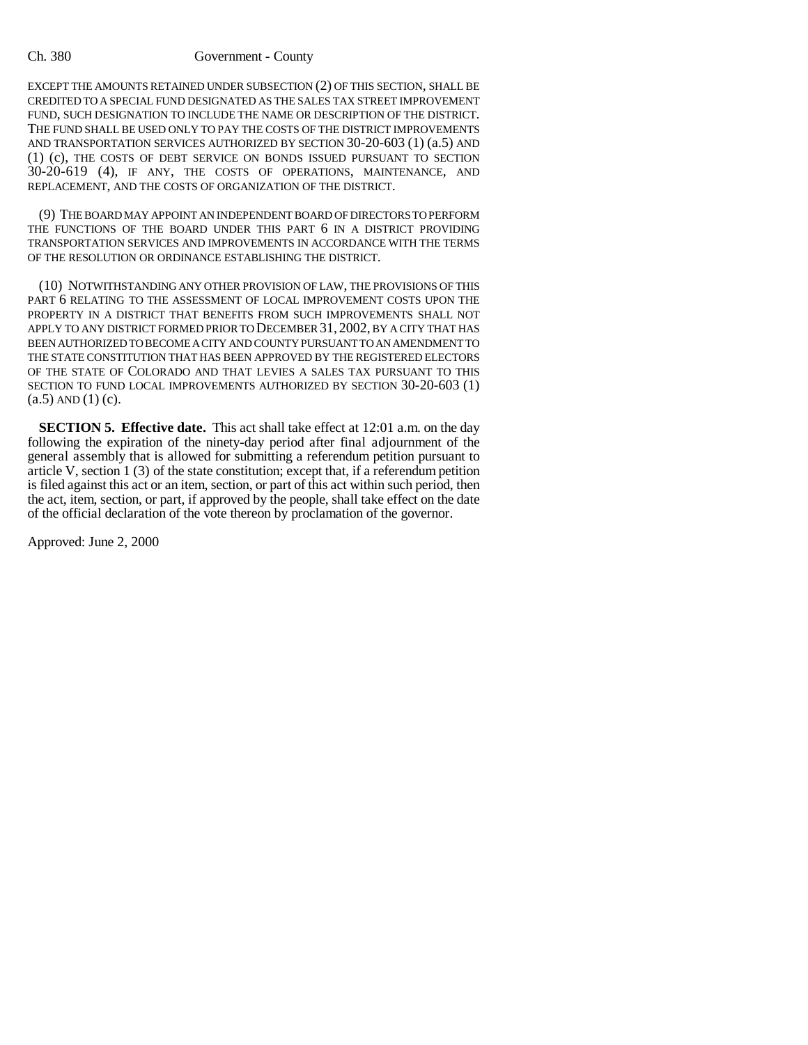EXCEPT THE AMOUNTS RETAINED UNDER SUBSECTION (2) OF THIS SECTION, SHALL BE CREDITED TO A SPECIAL FUND DESIGNATED AS THE SALES TAX STREET IMPROVEMENT FUND, SUCH DESIGNATION TO INCLUDE THE NAME OR DESCRIPTION OF THE DISTRICT. THE FUND SHALL BE USED ONLY TO PAY THE COSTS OF THE DISTRICT IMPROVEMENTS AND TRANSPORTATION SERVICES AUTHORIZED BY SECTION 30-20-603 (1) (a.5) AND (1) (c), THE COSTS OF DEBT SERVICE ON BONDS ISSUED PURSUANT TO SECTION 30-20-619 (4), IF ANY, THE COSTS OF OPERATIONS, MAINTENANCE, AND REPLACEMENT, AND THE COSTS OF ORGANIZATION OF THE DISTRICT.

(9) THE BOARD MAY APPOINT AN INDEPENDENT BOARD OF DIRECTORS TO PERFORM THE FUNCTIONS OF THE BOARD UNDER THIS PART 6 IN A DISTRICT PROVIDING TRANSPORTATION SERVICES AND IMPROVEMENTS IN ACCORDANCE WITH THE TERMS OF THE RESOLUTION OR ORDINANCE ESTABLISHING THE DISTRICT.

(10) NOTWITHSTANDING ANY OTHER PROVISION OF LAW, THE PROVISIONS OF THIS PART 6 RELATING TO THE ASSESSMENT OF LOCAL IMPROVEMENT COSTS UPON THE PROPERTY IN A DISTRICT THAT BENEFITS FROM SUCH IMPROVEMENTS SHALL NOT APPLY TO ANY DISTRICT FORMED PRIOR TO DECEMBER 31, 2002, BY A CITY THAT HAS BEEN AUTHORIZED TO BECOME A CITY AND COUNTY PURSUANT TO AN AMENDMENT TO THE STATE CONSTITUTION THAT HAS BEEN APPROVED BY THE REGISTERED ELECTORS OF THE STATE OF COLORADO AND THAT LEVIES A SALES TAX PURSUANT TO THIS SECTION TO FUND LOCAL IMPROVEMENTS AUTHORIZED BY SECTION 30-20-603 (1) (a.5) AND (1) (c).

**SECTION 5. Effective date.** This act shall take effect at 12:01 a.m. on the day following the expiration of the ninety-day period after final adjournment of the general assembly that is allowed for submitting a referendum petition pursuant to article V, section 1 (3) of the state constitution; except that, if a referendum petition is filed against this act or an item, section, or part of this act within such period, then the act, item, section, or part, if approved by the people, shall take effect on the date of the official declaration of the vote thereon by proclamation of the governor.

Approved: June 2, 2000